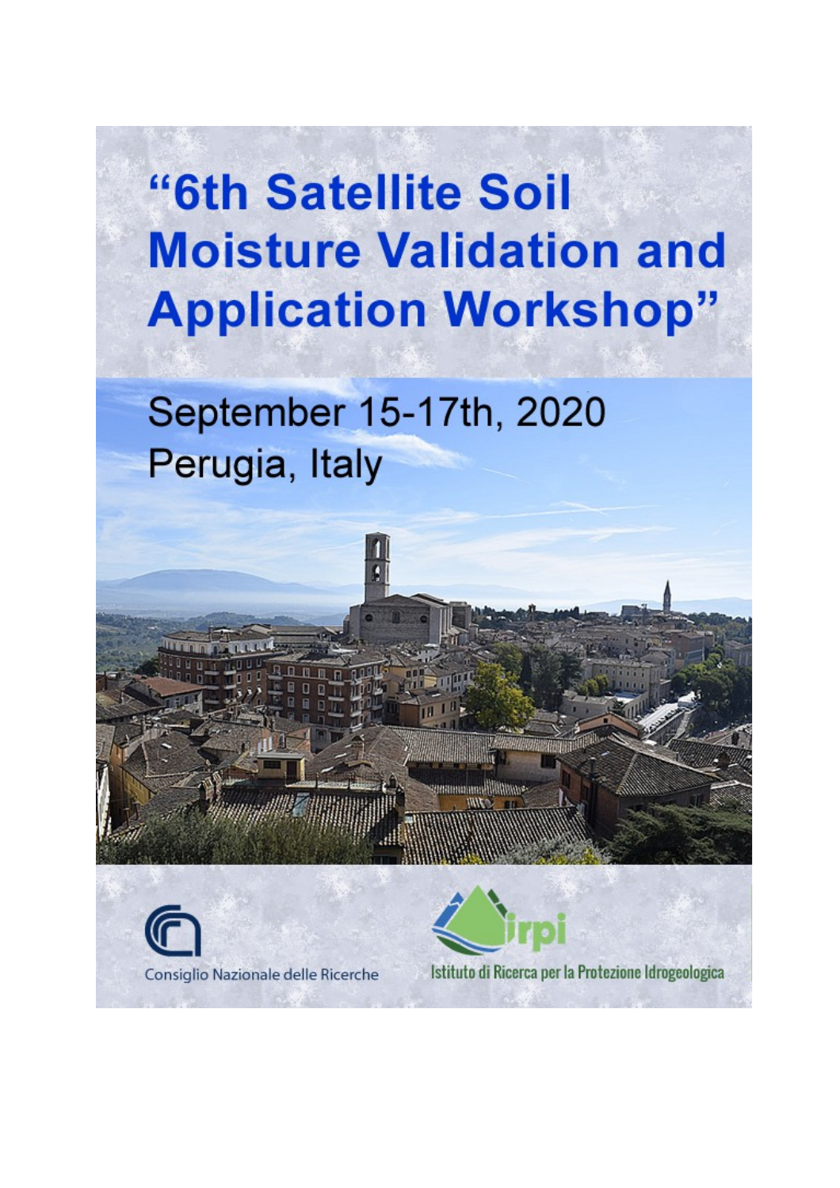# "6th Satellite Soil Moisture Validation and Application Workshop"

September 15-17th, 2020

Perugia, Italy

Consiglio Nazionale delle Ricerche

Istituto di Ricerca per la Protezione Idrogeologica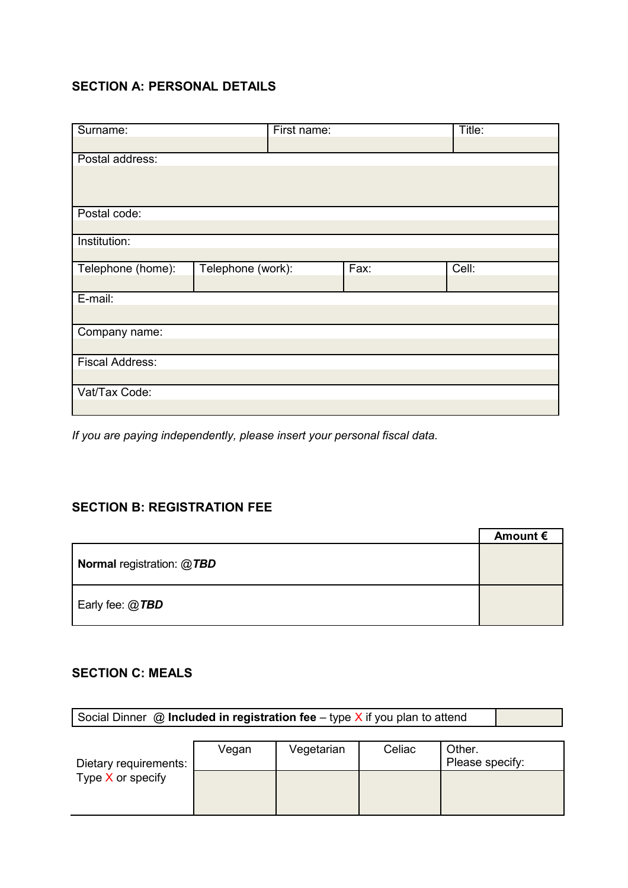## SECTION A: PERSONAL DETAILS

| Surname: | First name: | Title: |
|---|---|---|
| | | |

| Postal address: |
|---|
| |
| Postal code: |
| |
| Institution: |
| |

| Telephone (home): | Telephone (work): | Fax: | Cell: |
|---|---|---|---|
| | | | |

| E-mail: |
|---|
| |
| Company name: |
| |
| Fiscal Address: |
| |
| Vat/Tax Code: |
| |

*If you are paying independently, please insert your personal fiscal data.*

## SECTION B: REGISTRATION FEE

| | **Amount €** |
|---|---|
| **Normal** registration: @***TBD*** | |
| Early fee: @***TBD*** | |

## SECTION C: MEALS

| Social Dinner @ **Included in registration fee** – type X if you plan to attend | |
|---|---|

| Dietary requirements: Type X or specify | Vegan | Vegetarian | Celiac | Other. Please specify: |
|---|---|---|---|---|
| | | | | |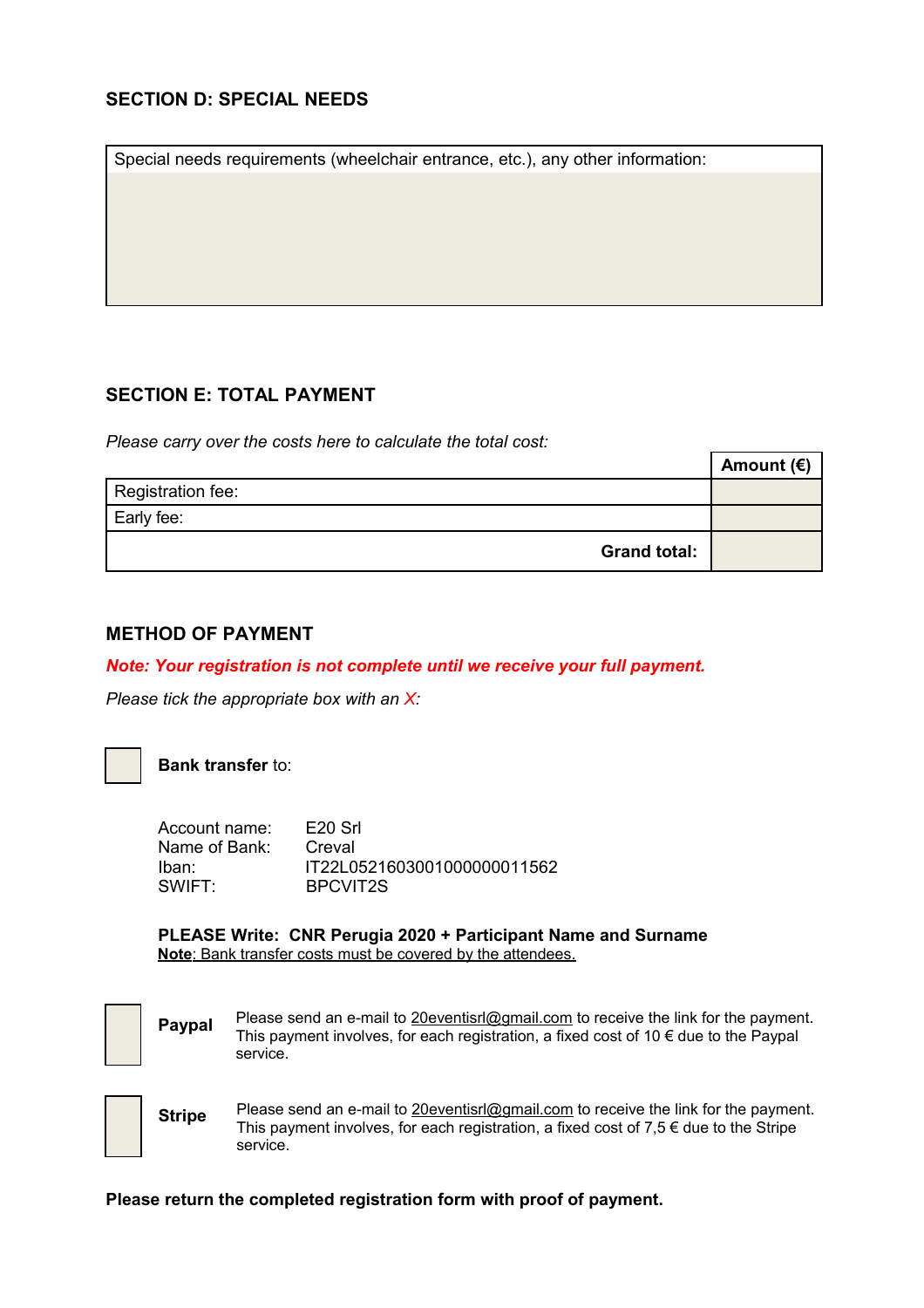## SECTION D: SPECIAL NEEDS

| Special needs requirements (wheelchair entrance, etc.), any other information: |
| --- |
| |

## SECTION E: TOTAL PAYMENT

*Please carry over the costs here to calculate the total cost:*

| | Amount (€) |
| --- | --- |
| Registration fee: | |
| Early fee: | |
| **Grand total:** | |

## METHOD OF PAYMENT

***Note: Your registration is not complete until we receive your full payment.***

*Please tick the appropriate box with an X:*

☐ **Bank transfer** to:

Account name: E20 Srl
Name of Bank: Creval
Iban: IT22L0521603001000000011562
SWIFT: BPCVIT2S

**PLEASE Write: CNR Perugia 2020 + Participant Name and Surname**
**Note**: Bank transfer costs must be covered by the attendees.

☐ **Paypal** Please send an e-mail to 20eventisrl@gmail.com to receive the link for the payment. This payment involves, for each registration, a fixed cost of 10 € due to the Paypal service.

☐ **Stripe** Please send an e-mail to 20eventisrl@gmail.com to receive the link for the payment. This payment involves, for each registration, a fixed cost of 7,5 € due to the Stripe service.

**Please return the completed registration form with proof of payment.**